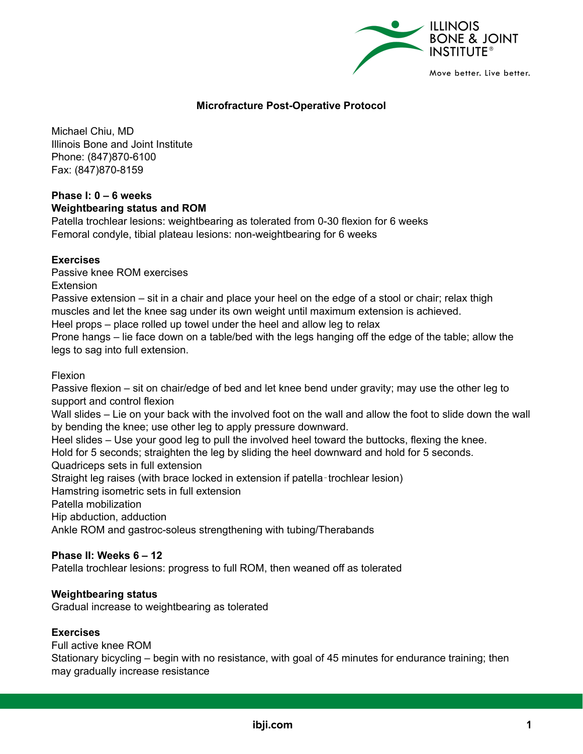# Microfracture Post-Operative Protocol

Michael Chiu, MD
Illinois Bone and Joint Institute
Phone: (847)870-6100
Fax: (847)870-8159

**Phase I: 0 – 6 weeks**
**Weightbearing status and ROM**

Patella trochlear lesions: weightbearing as tolerated from 0-30 flexion for 6 weeks
Femoral condyle, tibial plateau lesions: non-weightbearing for 6 weeks

**Exercises**

Passive knee ROM exercises
Extension
Passive extension – sit in a chair and place your heel on the edge of a stool or chair; relax thigh muscles and let the knee sag under its own weight until maximum extension is achieved.
Heel props – place rolled up towel under the heel and allow leg to relax
Prone hangs – lie face down on a table/bed with the legs hanging off the edge of the table; allow the legs to sag into full extension.

Flexion
Passive flexion – sit on chair/edge of bed and let knee bend under gravity; may use the other leg to support and control flexion
Wall slides – Lie on your back with the involved foot on the wall and allow the foot to slide down the wall by bending the knee; use other leg to apply pressure downward.
Heel slides – Use your good leg to pull the involved heel toward the buttocks, flexing the knee.
Hold for 5 seconds; straighten the leg by sliding the heel downward and hold for 5 seconds.
Quadriceps sets in full extension
Straight leg raises (with brace locked in extension if patella-trochlear lesion)
Hamstring isometric sets in full extension
Patella mobilization
Hip abduction, adduction
Ankle ROM and gastroc-soleus strengthening with tubing/Therabands

**Phase II: Weeks 6 – 12**

Patella trochlear lesions: progress to full ROM, then weaned off as tolerated

**Weightbearing status**

Gradual increase to weightbearing as tolerated

**Exercises**

Full active knee ROM
Stationary bicycling – begin with no resistance, with goal of 45 minutes for endurance training; then may gradually increase resistance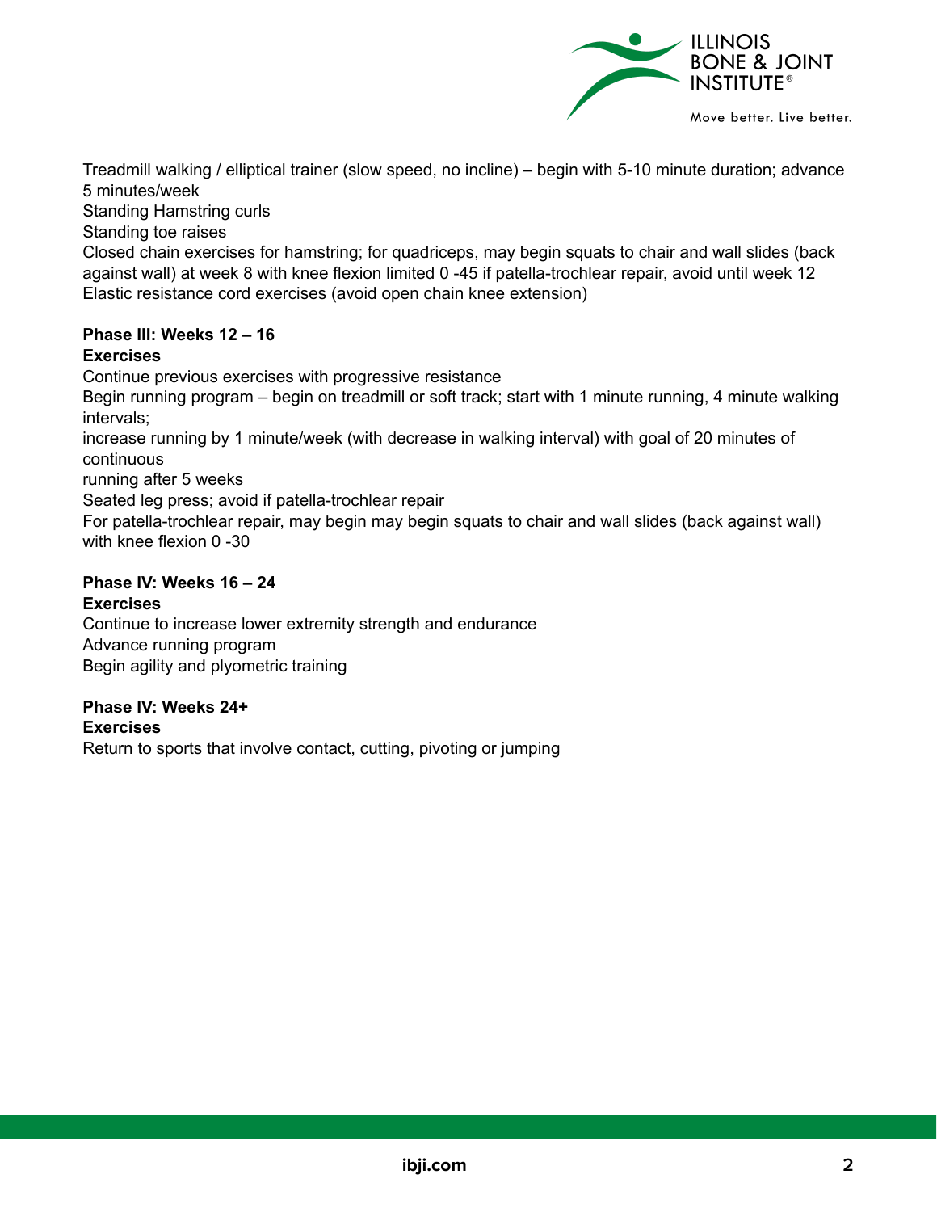Treadmill walking / elliptical trainer (slow speed, no incline) – begin with 5-10 minute duration; advance 5 minutes/week

Standing Hamstring curls

Standing toe raises

Closed chain exercises for hamstring; for quadriceps, may begin squats to chair and wall slides (back against wall) at week 8 with knee flexion limited 0 -45 if patella-trochlear repair, avoid until week 12

Elastic resistance cord exercises (avoid open chain knee extension)

**Phase III: Weeks 12 – 16**

**Exercises**

Continue previous exercises with progressive resistance

Begin running program – begin on treadmill or soft track; start with 1 minute running, 4 minute walking intervals;

increase running by 1 minute/week (with decrease in walking interval) with goal of 20 minutes of continuous

running after 5 weeks

Seated leg press; avoid if patella-trochlear repair

For patella-trochlear repair, may begin may begin squats to chair and wall slides (back against wall) with knee flexion 0 -30

**Phase IV: Weeks 16 – 24**

**Exercises**

Continue to increase lower extremity strength and endurance

Advance running program

Begin agility and plyometric training

**Phase IV: Weeks 24+**

**Exercises**

Return to sports that involve contact, cutting, pivoting or jumping